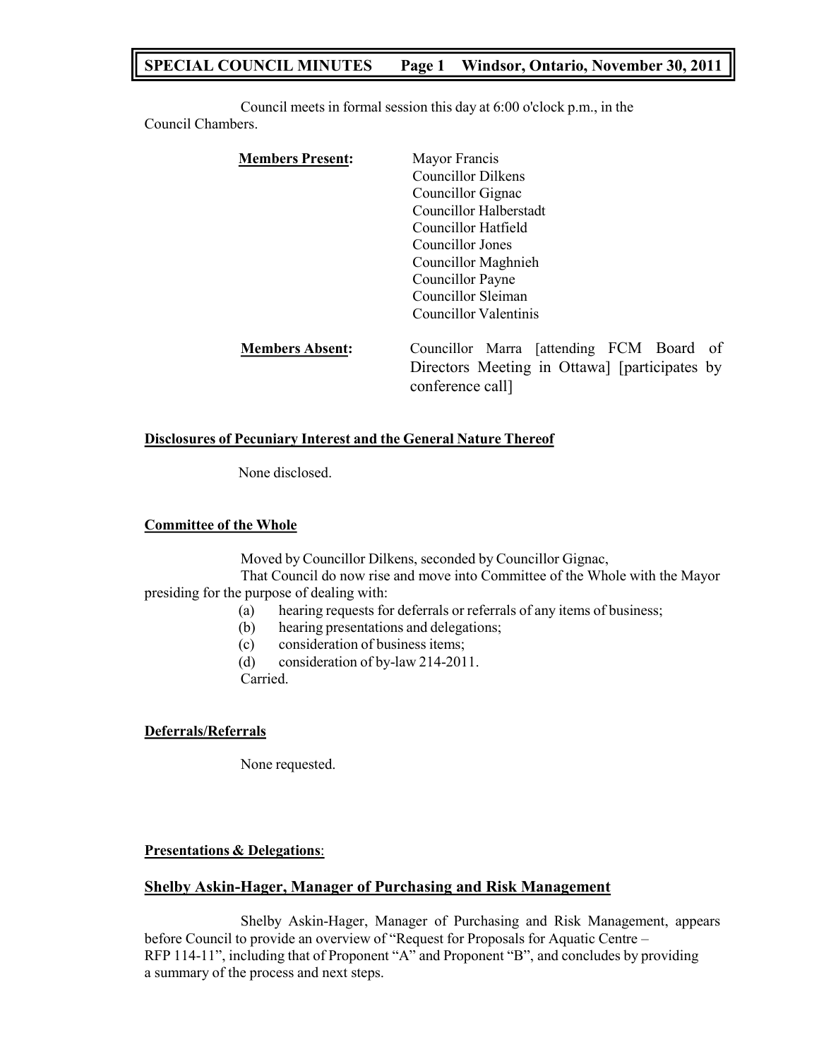Council meets in formal session this day at 6:00 o'clock p.m., in the Council Chambers.

**Members Present:**

Mayor Francis
Councillor Dilkens
Councillor Gignac
Councillor Halberstadt
Councillor Hatfield
Councillor Jones
Councillor Maghnieh
Councillor Payne
Councillor Sleiman
Councillor Valentinis

**Members Absent:**

Councillor Marra [attending FCM Board of Directors Meeting in Ottawa] [participates by conference call]

**Disclosures of Pecuniary Interest and the General Nature Thereof**

None disclosed.

**Committee of the Whole**

Moved by Councillor Dilkens, seconded by Councillor Gignac,

That Council do now rise and move into Committee of the Whole with the Mayor presiding for the purpose of dealing with:

(a) hearing requests for deferrals or referrals of any items of business;
(b) hearing presentations and delegations;
(c) consideration of business items;
(d) consideration of by-law 214-2011.

Carried.

**Deferrals/Referrals**

None requested.

**Presentations & Delegations**:

## Shelby Askin-Hager, Manager of Purchasing and Risk Management

Shelby Askin-Hager, Manager of Purchasing and Risk Management, appears before Council to provide an overview of "Request for Proposals for Aquatic Centre – RFP 114-11", including that of Proponent "A" and Proponent "B", and concludes by providing a summary of the process and next steps.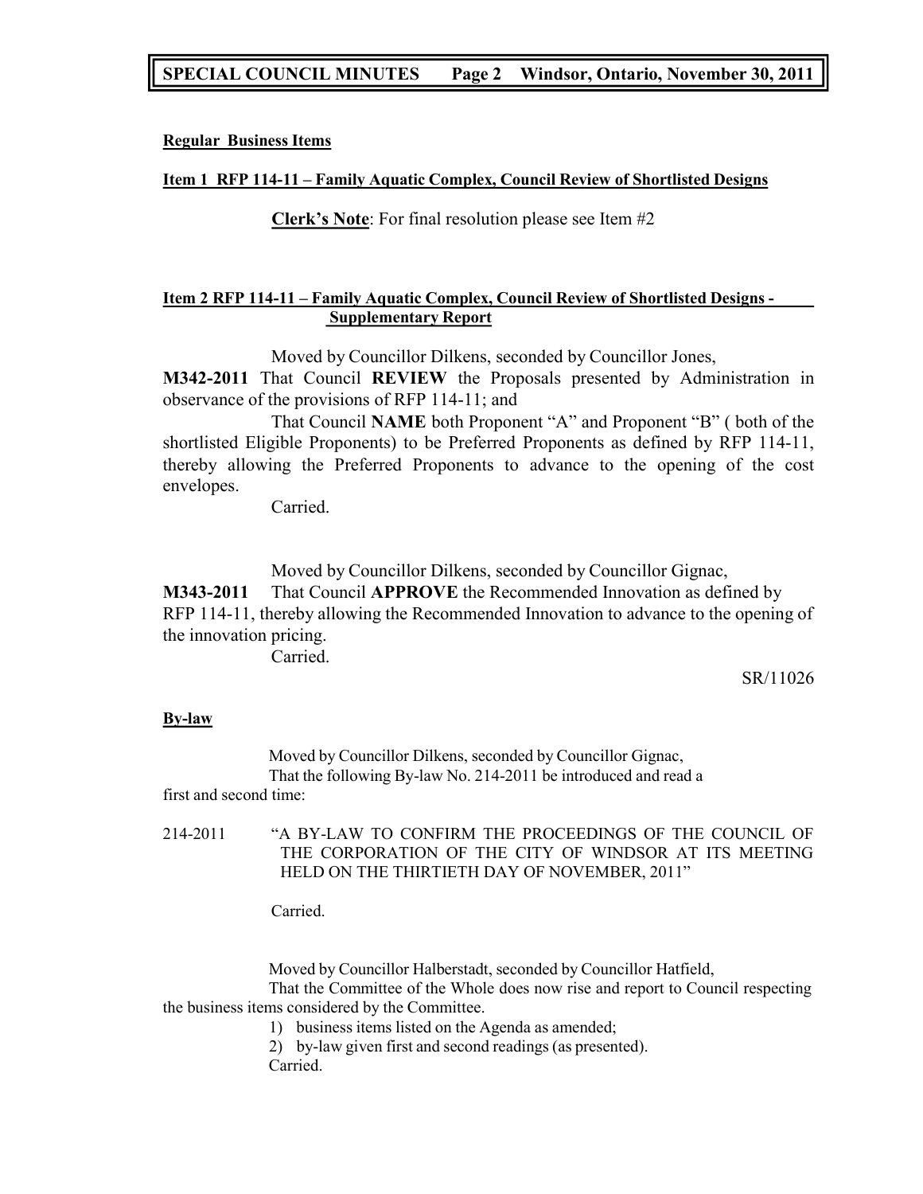**Regular Business Items**

**Item 1 RFP 114-11 – Family Aquatic Complex, Council Review of Shortlisted Designs**

**Clerk's Note**: For final resolution please see Item #2

**Item 2 RFP 114-11 – Family Aquatic Complex, Council Review of Shortlisted Designs - Supplementary Report**

Moved by Councillor Dilkens, seconded by Councillor Jones,

**M342-2011** That Council **REVIEW** the Proposals presented by Administration in observance of the provisions of RFP 114-11; and

That Council **NAME** both Proponent "A" and Proponent "B" ( both of the shortlisted Eligible Proponents) to be Preferred Proponents as defined by RFP 114-11, thereby allowing the Preferred Proponents to advance to the opening of the cost envelopes.

Carried.

Moved by Councillor Dilkens, seconded by Councillor Gignac,

**M343-2011** That Council **APPROVE** the Recommended Innovation as defined by RFP 114-11, thereby allowing the Recommended Innovation to advance to the opening of the innovation pricing.

Carried.

SR/11026

**By-law**

Moved by Councillor Dilkens, seconded by Councillor Gignac,

That the following By-law No. 214-2011 be introduced and read a first and second time:

214-2011 "A BY-LAW TO CONFIRM THE PROCEEDINGS OF THE COUNCIL OF THE CORPORATION OF THE CITY OF WINDSOR AT ITS MEETING HELD ON THE THIRTIETH DAY OF NOVEMBER, 2011"

Carried.

Moved by Councillor Halberstadt, seconded by Councillor Hatfield,

That the Committee of the Whole does now rise and report to Council respecting the business items considered by the Committee.

1) business items listed on the Agenda as amended;
2) by-law given first and second readings (as presented).

Carried.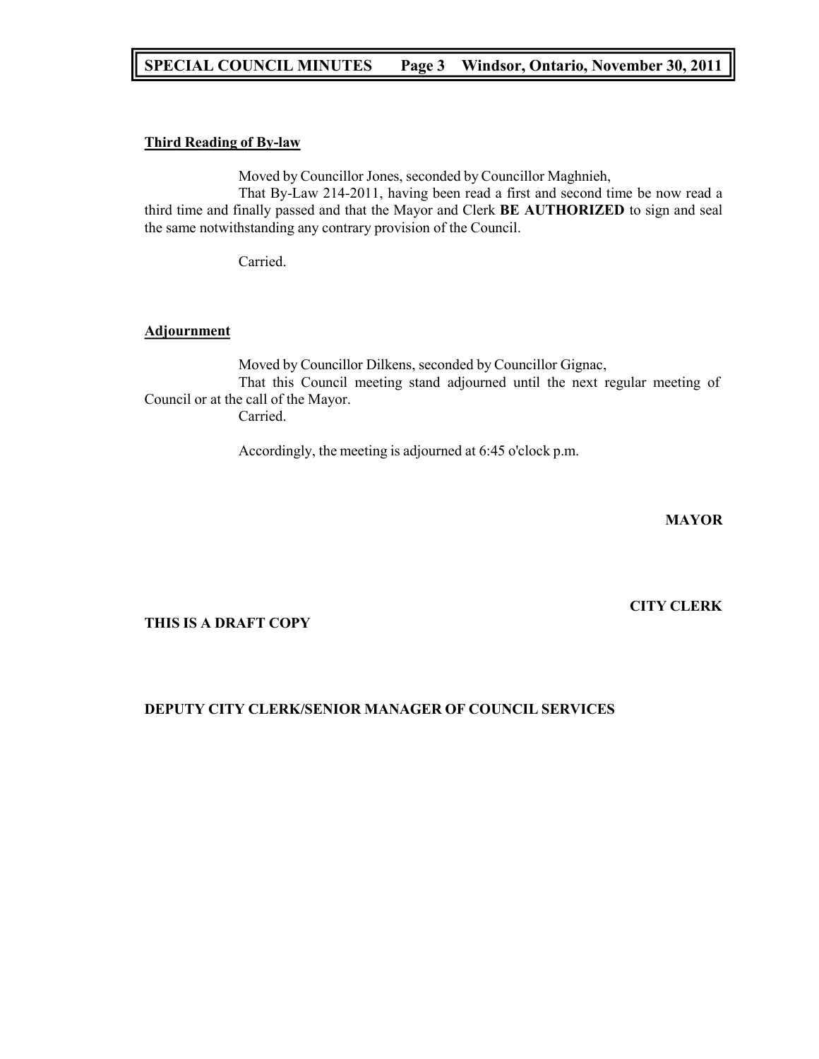**Third Reading of By-law**

Moved by Councillor Jones, seconded by Councillor Maghnieh,

That By-Law 214-2011, having been read a first and second time be now read a third time and finally passed and that the Mayor and Clerk **BE AUTHORIZED** to sign and seal the same notwithstanding any contrary provision of the Council.

Carried.

**Adjournment**

Moved by Councillor Dilkens, seconded by Councillor Gignac,

That this Council meeting stand adjourned until the next regular meeting of Council or at the call of the Mayor.

Carried.

Accordingly, the meeting is adjourned at 6:45 o'clock p.m.

**MAYOR**

**CITY CLERK**

**THIS IS A DRAFT COPY**

**DEPUTY CITY CLERK/SENIOR MANAGER OF COUNCIL SERVICES**